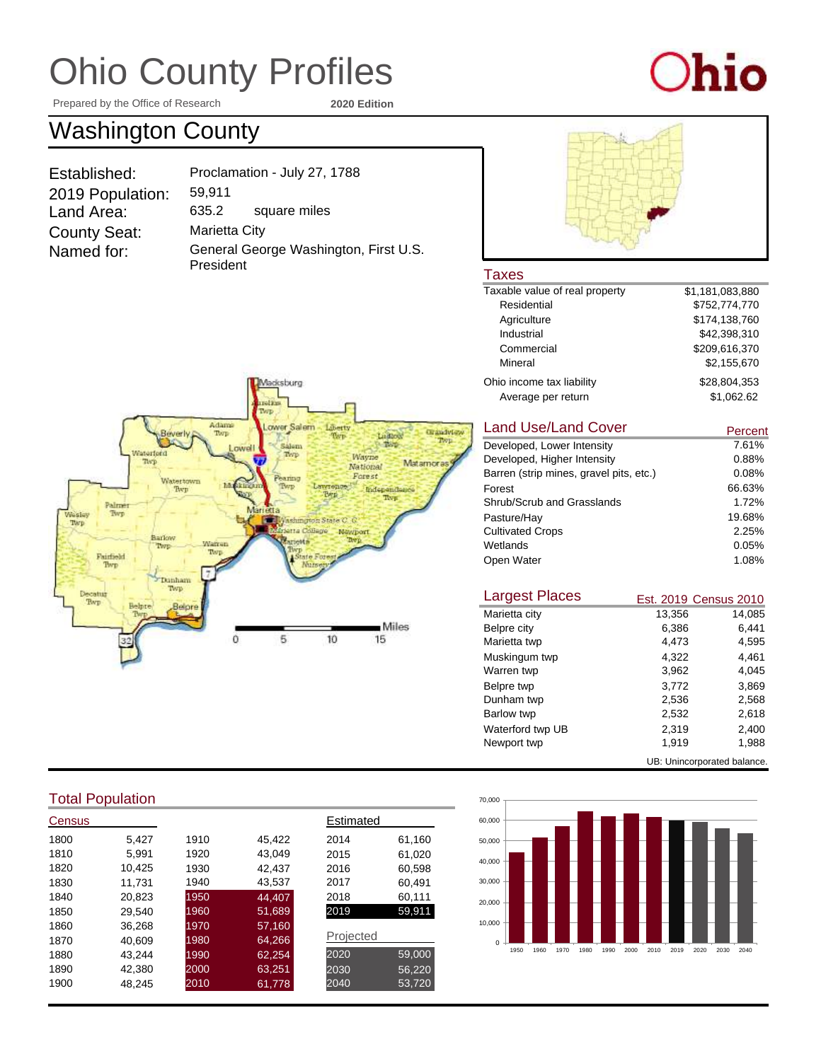# Ohio County Profiles

Prepared by the Office of Research 2020 Edition

## Washington County

| | |
|---|---|
| Established: | Proclamation - July 27, 1788 |
| 2019 Population: | 59,911 |
| Land Area: | 635.2 square miles |
| County Seat: | Marietta City |
| Named for: | General George Washington, First U.S. President |

Macksburg
Aurelius Twp
Adams Twp
Lower Salem
Liberty Twp
Ludlow Twp
Grandview Twp
Beverly
Waterford Twp
Lowell
Salem Twp
77
Wayne National Forest
Matamoras
Watertown Twp
Muskingum Twp
Fearing Twp
Lawrence Twp
Independence Twp
Wesley Twp
Palmer Twp
Marietta
Washington State C. C.
Marietta College
Newport Twp
Barlow Twp
Warren Twp
Marietta Twp
State Forest Nursery
Fairfield Twp
7
Dunham Twp
Decatur Twp
Belpre Twp
Belpre
32
0 5 10 15 Miles

### Taxes

| | |
|---|---|
| Taxable value of real property | $1,181,083,880 |
| Residential | $752,774,770 |
| Agriculture | $174,138,760 |
| Industrial | $42,398,310 |
| Commercial | $209,616,370 |
| Mineral | $2,155,670 |
| Ohio income tax liability | $28,804,353 |
| Average per return | $1,062.62 |

### Land Use/Land Cover

| | Percent |
|---|---|
| Developed, Lower Intensity | 7.61% |
| Developed, Higher Intensity | 0.88% |
| Barren (strip mines, gravel pits, etc.) | 0.08% |
| Forest | 66.63% |
| Shrub/Scrub and Grasslands | 1.72% |
| Pasture/Hay | 19.68% |
| Cultivated Crops | 2.25% |
| Wetlands | 0.05% |
| Open Water | 1.08% |

### Largest Places

| | Est. 2019 | Census 2010 |
|---|---|---|
| Marietta city | 13,356 | 14,085 |
| Belpre city | 6,386 | 6,441 |
| Marietta twp | 4,473 | 4,595 |
| Muskingum twp | 4,322 | 4,461 |
| Warren twp | 3,962 | 4,045 |
| Belpre twp | 3,772 | 3,869 |
| Dunham twp | 2,536 | 2,568 |
| Barlow twp | 2,532 | 2,618 |
| Waterford twp UB | 2,319 | 2,400 |
| Newport twp | 1,919 | 1,988 |

UB: Unincorporated balance.

### Total Population

| Census | | | | Estimated | |
|---|---|---|---|---|---|
| 1800 | 5,427 | 1910 | 45,422 | 2014 | 61,160 |
| 1810 | 5,991 | 1920 | 43,049 | 2015 | 61,020 |
| 1820 | 10,425 | 1930 | 42,437 | 2016 | 60,598 |
| 1830 | 11,731 | 1940 | 43,537 | 2017 | 60,491 |
| 1840 | 20,823 | 1950 | 44,407 | 2018 | 60,111 |
| 1850 | 29,540 | 1960 | 51,689 | 2019 | 59,911 |
| 1860 | 36,268 | 1970 | 57,160 | Projected | |
| 1870 | 40,609 | 1980 | 64,266 | 2020 | 59,000 |
| 1880 | 43,244 | 1990 | 62,254 | 2030 | 56,220 |
| 1890 | 42,380 | 2000 | 63,251 | 2040 | 53,720 |
| 1900 | 48,245 | 2010 | 61,778 | | |

70,000
60,000
50,000
40,000
30,000
20,000
10,000
0
1950 1960 1970 1980 1990 2000 2010 2019 2020 2030 2040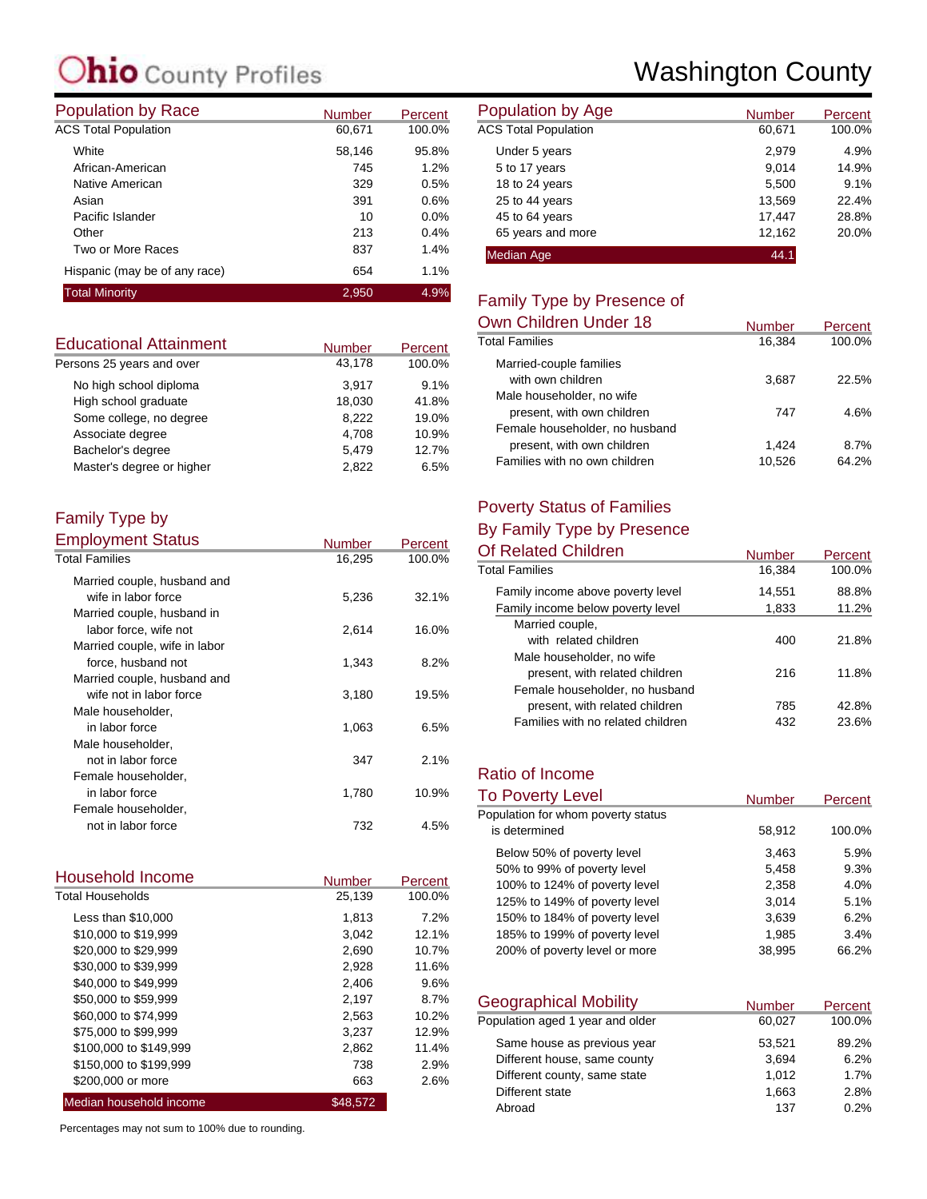# Ohio County Profiles

# Washington County

## Population by Race

| | Number | Percent |
|---|---|---|
| ACS Total Population | 60,671 | 100.0% |
| White | 58,146 | 95.8% |
| African-American | 745 | 1.2% |
| Native American | 329 | 0.5% |
| Asian | 391 | 0.6% |
| Pacific Islander | 10 | 0.0% |
| Other | 213 | 0.4% |
| Two or More Races | 837 | 1.4% |
| Hispanic (may be of any race) | 654 | 1.1% |
| Total Minority | 2,950 | 4.9% |

## Educational Attainment

| | Number | Percent |
|---|---|---|
| Persons 25 years and over | 43,178 | 100.0% |
| No high school diploma | 3,917 | 9.1% |
| High school graduate | 18,030 | 41.8% |
| Some college, no degree | 8,222 | 19.0% |
| Associate degree | 4,708 | 10.9% |
| Bachelor's degree | 5,479 | 12.7% |
| Master's degree or higher | 2,822 | 6.5% |

## Family Type by Employment Status

| | Number | Percent |
|---|---|---|
| Total Families | 16,295 | 100.0% |
| Married couple, husband and wife in labor force | 5,236 | 32.1% |
| Married couple, husband in labor force, wife not | 2,614 | 16.0% |
| Married couple, wife in labor force, husband not | 1,343 | 8.2% |
| Married couple, husband and wife not in labor force | 3,180 | 19.5% |
| Male householder, in labor force | 1,063 | 6.5% |
| Male householder, not in labor force | 347 | 2.1% |
| Female householder, in labor force | 1,780 | 10.9% |
| Female householder, not in labor force | 732 | 4.5% |

## Household Income

| | Number | Percent |
|---|---|---|
| Total Households | 25,139 | 100.0% |
| Less than $10,000 | 1,813 | 7.2% |
| $10,000 to $19,999 | 3,042 | 12.1% |
| $20,000 to $29,999 | 2,690 | 10.7% |
| $30,000 to $39,999 | 2,928 | 11.6% |
| $40,000 to $49,999 | 2,406 | 9.6% |
| $50,000 to $59,999 | 2,197 | 8.7% |
| $60,000 to $74,999 | 2,563 | 10.2% |
| $75,000 to $99,999 | 3,237 | 12.9% |
| $100,000 to $149,999 | 2,862 | 11.4% |
| $150,000 to $199,999 | 738 | 2.9% |
| $200,000 or more | 663 | 2.6% |
| Median household income | $48,572 | |

Percentages may not sum to 100% due to rounding.

## Population by Age

| | Number | Percent |
|---|---|---|
| ACS Total Population | 60,671 | 100.0% |
| Under 5 years | 2,979 | 4.9% |
| 5 to 17 years | 9,014 | 14.9% |
| 18 to 24 years | 5,500 | 9.1% |
| 25 to 44 years | 13,569 | 22.4% |
| 45 to 64 years | 17,447 | 28.8% |
| 65 years and more | 12,162 | 20.0% |
| Median Age | 44.1 | |

## Family Type by Presence of Own Children Under 18

| | Number | Percent |
|---|---|---|
| Total Families | 16,384 | 100.0% |
| Married-couple families with own children | 3,687 | 22.5% |
| Male householder, no wife present, with own children | 747 | 4.6% |
| Female householder, no husband present, with own children | 1,424 | 8.7% |
| Families with no own children | 10,526 | 64.2% |

## Poverty Status of Families By Family Type by Presence Of Related Children

| | Number | Percent |
|---|---|---|
| Total Families | 16,384 | 100.0% |
| Family income above poverty level | 14,551 | 88.8% |
| Family income below poverty level | 1,833 | 11.2% |
| Married couple, with related children | 400 | 21.8% |
| Male householder, no wife present, with related children | 216 | 11.8% |
| Female householder, no husband present, with related children | 785 | 42.8% |
| Families with no related children | 432 | 23.6% |

## Ratio of Income To Poverty Level

| | Number | Percent |
|---|---|---|
| Population for whom poverty status is determined | 58,912 | 100.0% |
| Below 50% of poverty level | 3,463 | 5.9% |
| 50% to 99% of poverty level | 5,458 | 9.3% |
| 100% to 124% of poverty level | 2,358 | 4.0% |
| 125% to 149% of poverty level | 3,014 | 5.1% |
| 150% to 184% of poverty level | 3,639 | 6.2% |
| 185% to 199% of poverty level | 1,985 | 3.4% |
| 200% of poverty level or more | 38,995 | 66.2% |

## Geographical Mobility

| | Number | Percent |
|---|---|---|
| Population aged 1 year and older | 60,027 | 100.0% |
| Same house as previous year | 53,521 | 89.2% |
| Different house, same county | 3,694 | 6.2% |
| Different county, same state | 1,012 | 1.7% |
| Different state | 1,663 | 2.8% |
| Abroad | 137 | 0.2% |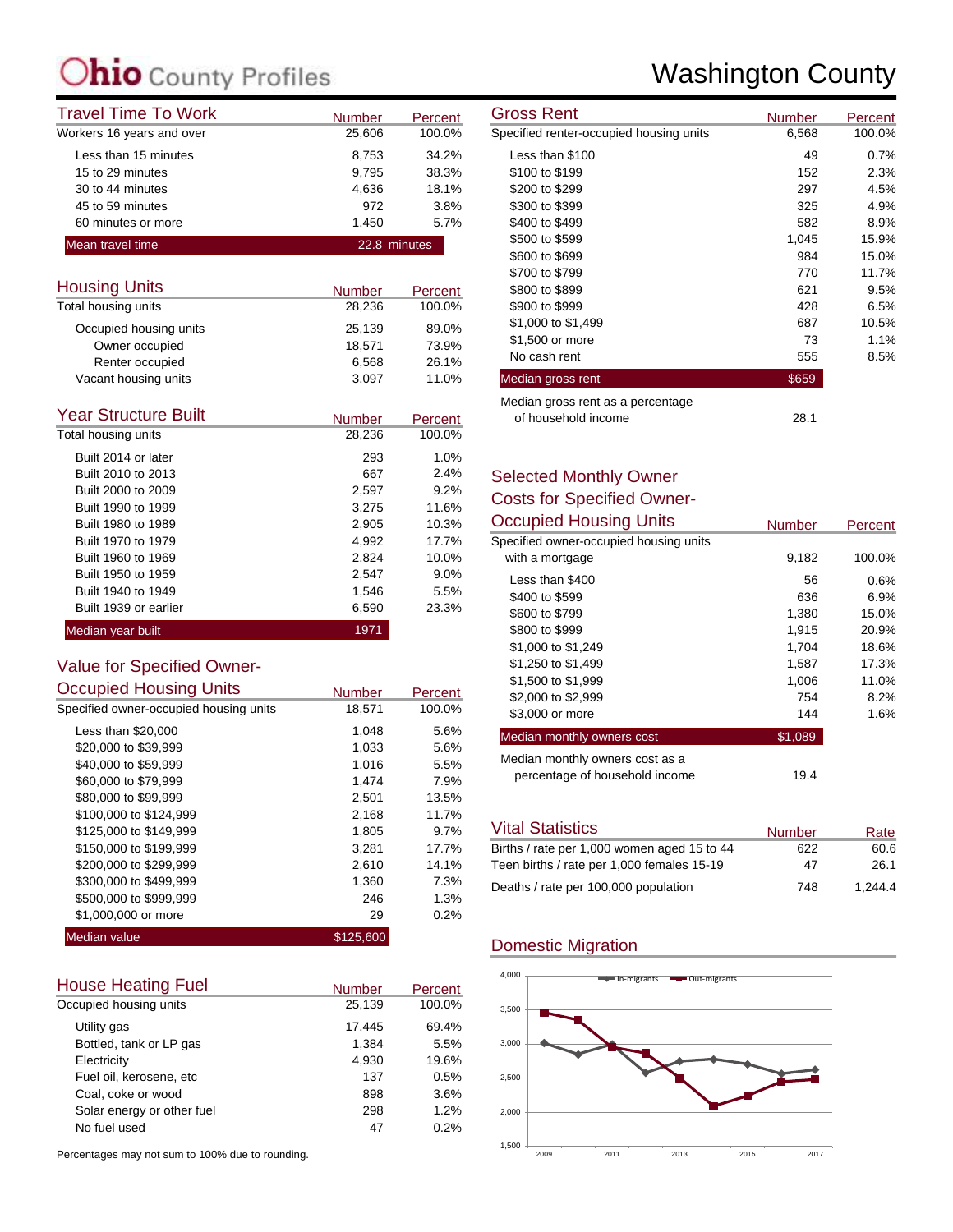# Ohio County Profiles

# Washington County

## Travel Time To Work

| | Number | Percent |
|---|---|---|
| Workers 16 years and over | 25,606 | 100.0% |
| Less than 15 minutes | 8,753 | 34.2% |
| 15 to 29 minutes | 9,795 | 38.3% |
| 30 to 44 minutes | 4,636 | 18.1% |
| 45 to 59 minutes | 972 | 3.8% |
| 60 minutes or more | 1,450 | 5.7% |
| **Mean travel time** | 22.8 minutes | |

## Housing Units

| | Number | Percent |
|---|---|---|
| Total housing units | 28,236 | 100.0% |
| Occupied housing units | 25,139 | 89.0% |
| Owner occupied | 18,571 | 73.9% |
| Renter occupied | 6,568 | 26.1% |
| Vacant housing units | 3,097 | 11.0% |

## Year Structure Built

| | Number | Percent |
|---|---|---|
| Total housing units | 28,236 | 100.0% |
| Built 2014 or later | 293 | 1.0% |
| Built 2010 to 2013 | 667 | 2.4% |
| Built 2000 to 2009 | 2,597 | 9.2% |
| Built 1990 to 1999 | 3,275 | 11.6% |
| Built 1980 to 1989 | 2,905 | 10.3% |
| Built 1970 to 1979 | 4,992 | 17.7% |
| Built 1960 to 1969 | 2,824 | 10.0% |
| Built 1950 to 1959 | 2,547 | 9.0% |
| Built 1940 to 1949 | 1,546 | 5.5% |
| Built 1939 or earlier | 6,590 | 23.3% |
| **Median year built** | 1971 | |

## Value for Specified Owner-Occupied Housing Units

| | Number | Percent |
|---|---|---|
| Specified owner-occupied housing units | 18,571 | 100.0% |
| Less than $20,000 | 1,048 | 5.6% |
| $20,000 to $39,999 | 1,033 | 5.6% |
| $40,000 to $59,999 | 1,016 | 5.5% |
| $60,000 to $79,999 | 1,474 | 7.9% |
| $80,000 to $99,999 | 2,501 | 13.5% |
| $100,000 to $124,999 | 2,168 | 11.7% |
| $125,000 to $149,999 | 1,805 | 9.7% |
| $150,000 to $199,999 | 3,281 | 17.7% |
| $200,000 to $299,999 | 2,610 | 14.1% |
| $300,000 to $499,999 | 1,360 | 7.3% |
| $500,000 to $999,999 | 246 | 1.3% |
| $1,000,000 or more | 29 | 0.2% |
| **Median value** | $125,600 | |

## House Heating Fuel

| | Number | Percent |
|---|---|---|
| Occupied housing units | 25,139 | 100.0% |
| Utility gas | 17,445 | 69.4% |
| Bottled, tank or LP gas | 1,384 | 5.5% |
| Electricity | 4,930 | 19.6% |
| Fuel oil, kerosene, etc | 137 | 0.5% |
| Coal, coke or wood | 898 | 3.6% |
| Solar energy or other fuel | 298 | 1.2% |
| No fuel used | 47 | 0.2% |

Percentages may not sum to 100% due to rounding.

## Gross Rent

| | Number | Percent |
|---|---|---|
| Specified renter-occupied housing units | 6,568 | 100.0% |
| Less than $100 | 49 | 0.7% |
| $100 to $199 | 152 | 2.3% |
| $200 to $299 | 297 | 4.5% |
| $300 to $399 | 325 | 4.9% |
| $400 to $499 | 582 | 8.9% |
| $500 to $599 | 1,045 | 15.9% |
| $600 to $699 | 984 | 15.0% |
| $700 to $799 | 770 | 11.7% |
| $800 to $899 | 621 | 9.5% |
| $900 to $999 | 428 | 6.5% |
| $1,000 to $1,499 | 687 | 10.5% |
| $1,500 or more | 73 | 1.1% |
| No cash rent | 555 | 8.5% |
| **Median gross rent** | $659 | |
| Median gross rent as a percentage of household income | 28.1 | |

## Selected Monthly Owner Costs for Specified Owner-Occupied Housing Units

| | Number | Percent |
|---|---|---|
| Specified owner-occupied housing units with a mortgage | 9,182 | 100.0% |
| Less than $400 | 56 | 0.6% |
| $400 to $599 | 636 | 6.9% |
| $600 to $799 | 1,380 | 15.0% |
| $800 to $999 | 1,915 | 20.9% |
| $1,000 to $1,249 | 1,704 | 18.6% |
| $1,250 to $1,499 | 1,587 | 17.3% |
| $1,500 to $1,999 | 1,006 | 11.0% |
| $2,000 to $2,999 | 754 | 8.2% |
| $3,000 or more | 144 | 1.6% |
| **Median monthly owners cost** | $1,089 | |
| Median monthly owners cost as a percentage of household income | 19.4 | |

## Vital Statistics

| | Number | Rate |
|---|---|---|
| Births / rate per 1,000 women aged 15 to 44 | 622 | 60.6 |
| Teen births / rate per 1,000 females 15-19 | 47 | 26.1 |
| Deaths / rate per 100,000 population | 748 | 1,244.4 |

## Domestic Migration

In-migrants
Out-migrants

4,000
3,500
3,000
2,500
2,000
1,500

2009
2011
2013
2015
2017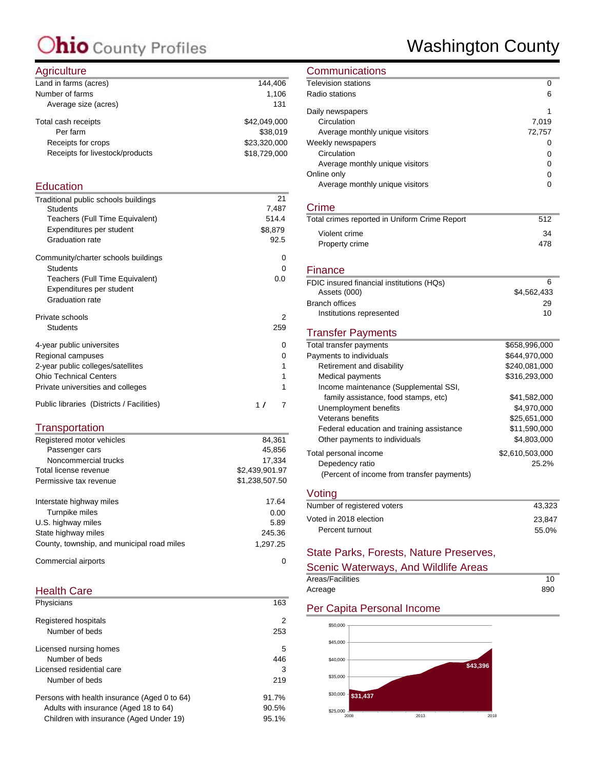# Ohio County Profiles

# Washington County

## Agriculture

| | |
|---|---|
| Land in farms (acres) | 144,406 |
| Number of farms | 1,106 |
| Average size (acres) | 131 |
| Total cash receipts | $42,049,000 |
| Per farm | $38,019 |
| Receipts for crops | $23,320,000 |
| Receipts for livestock/products | $18,729,000 |

## Education

| | |
|---|---|
| Traditional public schools buildings | 21 |
| Students | 7,487 |
| Teachers (Full Time Equivalent) | 514.4 |
| Expenditures per student | $8,879 |
| Graduation rate | 92.5 |
| Community/charter schools buildings | 0 |
| Students | 0 |
| Teachers (Full Time Equivalent) | 0.0 |
| Expenditures per student | |
| Graduation rate | |
| Private schools | 2 |
| Students | 259 |
| 4-year public universites | 0 |
| Regional campuses | 0 |
| 2-year public colleges/satellites | 1 |
| Ohio Technical Centers | 1 |
| Private universities and colleges | 1 |
| Public libraries (Districts / Facilities) | 1 / 7 |

## Transportation

| | |
|---|---|
| Registered motor vehicles | 84,361 |
| Passenger cars | 45,856 |
| Noncommercial trucks | 17,334 |
| Total license revenue | $2,439,901.97 |
| Permissive tax revenue | $1,238,507.50 |
| Interstate highway miles | 17.64 |
| Turnpike miles | 0.00 |
| U.S. highway miles | 5.89 |
| State highway miles | 245.36 |
| County, township, and municipal road miles | 1,297.25 |
| Commercial airports | 0 |

## Health Care

| | |
|---|---|
| Physicians | 163 |
| Registered hospitals | 2 |
| Number of beds | 253 |
| Licensed nursing homes | 5 |
| Number of beds | 446 |
| Licensed residential care | 3 |
| Number of beds | 219 |
| Persons with health insurance (Aged 0 to 64) | 91.7% |
| Adults with insurance (Aged 18 to 64) | 90.5% |
| Children with insurance (Aged Under 19) | 95.1% |

## Communications

| | |
|---|---|
| Television stations | 0 |
| Radio stations | 6 |
| Daily newspapers | 1 |
| Circulation | 7,019 |
| Average monthly unique visitors | 72,757 |
| Weekly newspapers | 0 |
| Circulation | 0 |
| Average monthly unique visitors | 0 |
| Online only | 0 |
| Average monthly unique visitors | 0 |

## Crime

| | |
|---|---|
| Total crimes reported in Uniform Crime Report | 512 |
| Violent crime | 34 |
| Property crime | 478 |

## Finance

| | |
|---|---|
| FDIC insured financial institutions (HQs) | 6 |
| Assets (000) | $4,562,433 |
| Branch offices | 29 |
| Institutions represented | 10 |

## Transfer Payments

| | |
|---|---|
| Total transfer payments | $658,996,000 |
| Payments to individuals | $644,970,000 |
| Retirement and disability | $240,081,000 |
| Medical payments | $316,293,000 |
| Income maintenance (Supplemental SSI, family assistance, food stamps, etc) | $41,582,000 |
| Unemployment benefits | $4,970,000 |
| Veterans benefits | $25,651,000 |
| Federal education and training assistance | $11,590,000 |
| Other payments to individuals | $4,803,000 |
| Total personal income | $2,610,503,000 |
| Depedency ratio (Percent of income from transfer payments) | 25.2% |

## Voting

| | |
|---|---|
| Number of registered voters | 43,323 |
| Voted in 2018 election | 23,847 |
| Percent turnout | 55.0% |

## State Parks, Forests, Nature Preserves, Scenic Waterways, And Wildlife Areas

| | |
|---|---|
| Areas/Facilities | 10 |
| Acreage | 890 |

## Per Capita Personal Income

$50,000
$45,000
$40,000
$35,000
$30,000
$25,000
2008
2013
2018
$31,437
$43,396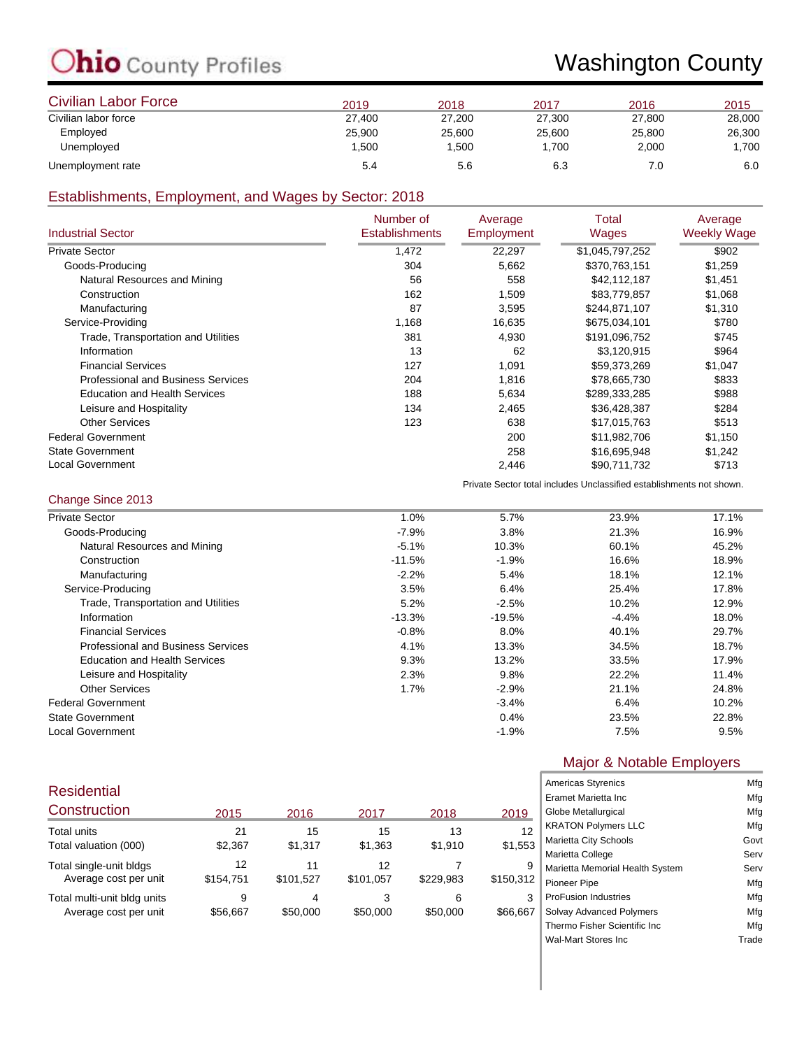# Ohio County Profiles

# Washington County

## Civilian Labor Force

| Civilian Labor Force | 2019 | 2018 | 2017 | 2016 | 2015 |
|---|---|---|---|---|---|
| Civilian labor force | 27,400 | 27,200 | 27,300 | 27,800 | 28,000 |
| Employed | 25,900 | 25,600 | 25,600 | 25,800 | 26,300 |
| Unemployed | 1,500 | 1,500 | 1,700 | 2,000 | 1,700 |
| Unemployment rate | 5.4 | 5.6 | 6.3 | 7.0 | 6.0 |

## Establishments, Employment, and Wages by Sector: 2018

| Industrial Sector | Number of Establishments | Average Employment | Total Wages | Average Weekly Wage |
|---|---|---|---|---|
| Private Sector | 1,472 | 22,297 | $1,045,797,252 | $902 |
| Goods-Producing | 304 | 5,662 | $370,763,151 | $1,259 |
| Natural Resources and Mining | 56 | 558 | $42,112,187 | $1,451 |
| Construction | 162 | 1,509 | $83,779,857 | $1,068 |
| Manufacturing | 87 | 3,595 | $244,871,107 | $1,310 |
| Service-Providing | 1,168 | 16,635 | $675,034,101 | $780 |
| Trade, Transportation and Utilities | 381 | 4,930 | $191,096,752 | $745 |
| Information | 13 | 62 | $3,120,915 | $964 |
| Financial Services | 127 | 1,091 | $59,373,269 | $1,047 |
| Professional and Business Services | 204 | 1,816 | $78,665,730 | $833 |
| Education and Health Services | 188 | 5,634 | $289,333,285 | $988 |
| Leisure and Hospitality | 134 | 2,465 | $36,428,387 | $284 |
| Other Services | 123 | 638 | $17,015,763 | $513 |
| Federal Government | | 200 | $11,982,706 | $1,150 |
| State Government | | 258 | $16,695,948 | $1,242 |
| Local Government | | 2,446 | $90,711,732 | $713 |

Private Sector total includes Unclassified establishments not shown.

## Change Since 2013

| Industrial Sector | Number of Establishments | Average Employment | Total Wages | Average Weekly Wage |
|---|---|---|---|---|
| Private Sector | 1.0% | 5.7% | 23.9% | 17.1% |
| Goods-Producing | -7.9% | 3.8% | 21.3% | 16.9% |
| Natural Resources and Mining | -5.1% | 10.3% | 60.1% | 45.2% |
| Construction | -11.5% | -1.9% | 16.6% | 18.9% |
| Manufacturing | -2.2% | 5.4% | 18.1% | 12.1% |
| Service-Producing | 3.5% | 6.4% | 25.4% | 17.8% |
| Trade, Transportation and Utilities | 5.2% | -2.5% | 10.2% | 12.9% |
| Information | -13.3% | -19.5% | -4.4% | 18.0% |
| Financial Services | -0.8% | 8.0% | 40.1% | 29.7% |
| Professional and Business Services | 4.1% | 13.3% | 34.5% | 18.7% |
| Education and Health Services | 9.3% | 13.2% | 33.5% | 17.9% |
| Leisure and Hospitality | 2.3% | 9.8% | 22.2% | 11.4% |
| Other Services | 1.7% | -2.9% | 21.1% | 24.8% |
| Federal Government | | -3.4% | 6.4% | 10.2% |
| State Government | | 0.4% | 23.5% | 22.8% |
| Local Government | | -1.9% | 7.5% | 9.5% |

## Residential Construction

| Residential Construction | 2015 | 2016 | 2017 | 2018 | 2019 |
|---|---|---|---|---|---|
| Total units | 21 | 15 | 15 | 13 | 12 |
| Total valuation (000) | $2,367 | $1,317 | $1,363 | $1,910 | $1,553 |
| Total single-unit bldgs | 12 | 11 | 12 | 7 | 9 |
| Average cost per unit | $154,751 | $101,527 | $101,057 | $229,983 | $150,312 |
| Total multi-unit bldg units | 9 | 4 | 3 | 6 | 3 |
| Average cost per unit | $56,667 | $50,000 | $50,000 | $50,000 | $66,667 |

## Major & Notable Employers

| Employer | Sector |
|---|---|
| Americas Styrenics | Mfg |
| Eramet Marietta Inc | Mfg |
| Globe Metallurgical | Mfg |
| KRATON Polymers LLC | Mfg |
| Marietta City Schools | Govt |
| Marietta College | Serv |
| Marietta Memorial Health System | Serv |
| Pioneer Pipe | Mfg |
| ProFusion Industries | Mfg |
| Solvay Advanced Polymers | Mfg |
| Thermo Fisher Scientific Inc | Mfg |
| Wal-Mart Stores Inc | Trade |